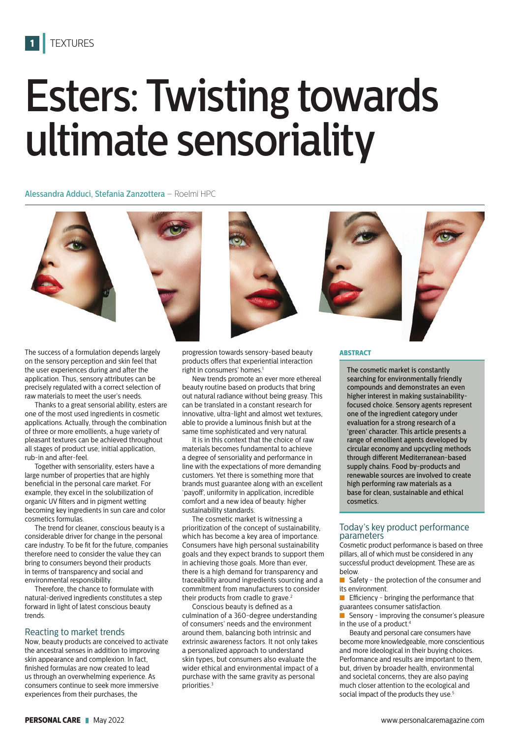# Esters: Twisting towards ultimate sensoriality

Alessandra Adduci, Stefania Zanzottera – Roelmi HPC

**ABSTRACT**

**The cosmetic market is constantly searching for environmentally friendly compounds and demonstrates an even higher interest in making sustainability-focused choice. Sensory agents represent one of the ingredient category under evaluation for a strong research of a 'green' character. This article presents a range of emollient agents developed by circular economy and upcycling methods through different Mediterranean-based supply chains. Food by-products and renewable sources are involved to create high performing raw materials as a base for clean, sustainable and ethical cosmetics.**

The success of a formulation depends largely on the sensory perception and skin feel that the user experiences during and after the application. Thus, sensory attributes can be precisely regulated with a correct selection of raw materials to meet the user's needs.

Thanks to a great sensorial ability, esters are one of the most used ingredients in cosmetic applications. Actually, through the combination of three or more emollients, a huge variety of pleasant textures can be achieved throughout all stages of product use; initial application, rub-in and after-feel.

Together with sensoriality, esters have a large number of properties that are highly beneficial in the personal care market. For example, they excel in the solubilization of organic UV filters and in pigment wetting becoming key ingredients in sun care and color cosmetics formulas.

The trend for cleaner, conscious beauty is a considerable driver for change in the personal care industry. To be fit for the future, companies therefore need to consider the value they can bring to consumers beyond their products in terms of transparency and social and environmental responsibility.

Therefore, the chance to formulate with natural-derived ingredients constitutes a step forward in light of latest conscious beauty trends.

## Reacting to market trends

Now, beauty products are conceived to activate the ancestral senses in addition to improving skin appearance and complexion. In fact, finished formulas are now created to lead us through an overwhelming experience. As consumers continue to seek more immersive experiences from their purchases, the progression towards sensory-based beauty products offers that experiential interaction right in consumers' homes.[1]

New trends promote an ever more ethereal beauty routine based on products that bring out natural radiance without being greasy. This can be translated in a constant research for innovative, ultra-light and almost wet textures, able to provide a luminous finish but at the same time sophisticated and very natural.

It is in this context that the choice of raw materials becomes fundamental to achieve a degree of sensoriality and performance in line with the expectations of more demanding customers. Yet there is something more that brands must guarantee along with an excellent 'payoff', uniformity in application, incredible comfort and a new idea of beauty: higher sustainability standards.

The cosmetic market is witnessing a prioritization of the concept of sustainability, which has become a key area of importance. Consumers have high personal sustainability goals and they expect brands to support them in achieving those goals. More than ever, there is a high demand for transparency and traceability around ingredients sourcing and a commitment from manufacturers to consider their products from cradle to grave.[2]

Conscious beauty is defined as a culmination of a 360-degree understanding of consumers' needs and the environment around them, balancing both intrinsic and extrinsic awareness factors. It not only takes a personalized approach to understand skin types, but consumers also evaluate the wider ethical and environmental impact of a purchase with the same gravity as personal priorities.[3]

## Today's key product performance parameters

Cosmetic product performance is based on three pillars, all of which must be considered in any successful product development. These are as below.

- Safety – the protection of the consumer and its environment.
- Efficiency – bringing the performance that guarantees consumer satisfaction.
- Sensory – improving the consumer's pleasure in the use of a product.[4]

Beauty and personal care consumers have become more knowledgeable, more conscientious and more ideological in their buying choices. Performance and results are important to them, but, driven by broader health, environmental and societal concerns, they are also paying much closer attention to the ecological and social impact of the products they use.[5]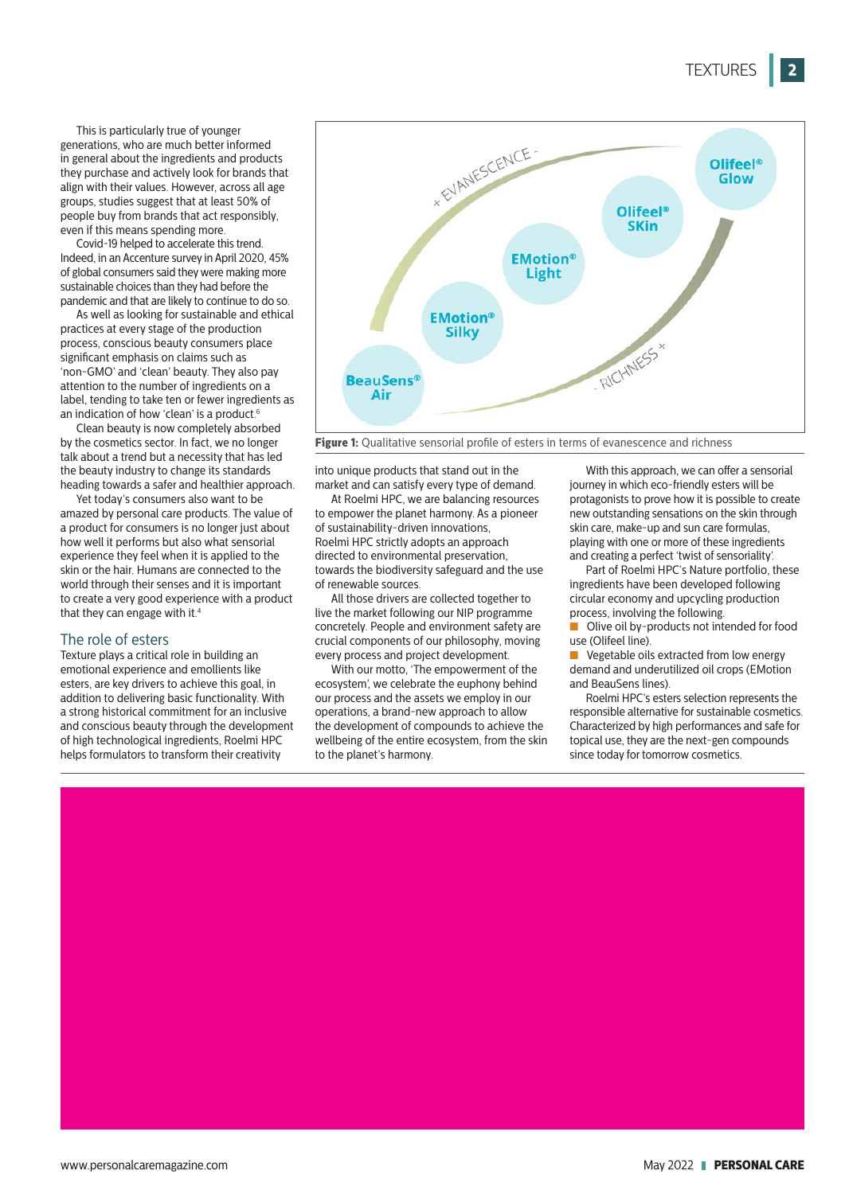This is particularly true of younger generations, who are much better informed in general about the ingredients and products they purchase and actively look for brands that align with their values. However, across all age groups, studies suggest that at least 50% of people buy from brands that act responsibly, even if this means spending more.

Covid-19 helped to accelerate this trend. Indeed, in an Accenture survey in April 2020, 45% of global consumers said they were making more sustainable choices than they had before the pandemic and that are likely to continue to do so.

As well as looking for sustainable and ethical practices at every stage of the production process, conscious beauty consumers place significant emphasis on claims such as 'non-GMO' and 'clean' beauty. They also pay attention to the number of ingredients on a label, tending to take ten or fewer ingredients as an indication of how 'clean' is a product.[6]

Clean beauty is now completely absorbed by the cosmetics sector. In fact, we no longer talk about a trend but a necessity that has led the beauty industry to change its standards heading towards a safer and healthier approach.

Yet today's consumers also want to be amazed by personal care products. The value of a product for consumers is no longer just about how well it performs but also what sensorial experience they feel when it is applied to the skin or the hair. Humans are connected to the world through their senses and it is important to create a very good experience with a product that they can engage with it.[4]

## The role of esters

Texture plays a critical role in building an emotional experience and emollients like esters, are key drivers to achieve this goal, in addition to delivering basic functionality. With a strong historical commitment for an inclusive and conscious beauty through the development of high technological ingredients, Roelmi HPC helps formulators to transform their creativity into unique products that stand out in the market and can satisfy every type of demand.

At Roelmi HPC, we are balancing resources to empower the planet harmony. As a pioneer of sustainability-driven innovations, Roelmi HPC strictly adopts an approach directed to environmental preservation, towards the biodiversity safeguard and the use of renewable sources.

All those drivers are collected together to live the market following our NIP programme concretely. People and environment safety are crucial components of our philosophy, moving every process and project development.

With our motto, 'The empowerment of the ecosystem', we celebrate the euphony behind our process and the assets we employ in our operations, a brand-new approach to allow the development of compounds to achieve the wellbeing of the entire ecosystem, from the skin to the planet's harmony.

With this approach, we can offer a sensorial journey in which eco-friendly esters will be protagonists to prove how it is possible to create new outstanding sensations on the skin through skin care, make-up and sun care formulas, playing with one or more of these ingredients and creating a perfect 'twist of sensoriality'.

Part of Roelmi HPC's Nature portfolio, these ingredients have been developed following circular economy and upcycling production process, involving the following.

- Olive oil by-products not intended for food use (Olifeel line).
- Vegetable oils extracted from low energy demand and underutilized oil crops (EMotion and BeauSens lines).

Roelmi HPC's esters selection represents the responsible alternative for sustainable cosmetics. Characterized by high performances and safe for topical use, they are the next-gen compounds since today for tomorrow cosmetics.

+ EVANESCENCE -

BeauSens® Air — EMotion® Silky — EMotion® Light — Olifeel® SKin — Olifeel® Glow

- RICHNESS +

**Figure 1:** Qualitative sensorial profile of esters in terms of evanescence and richness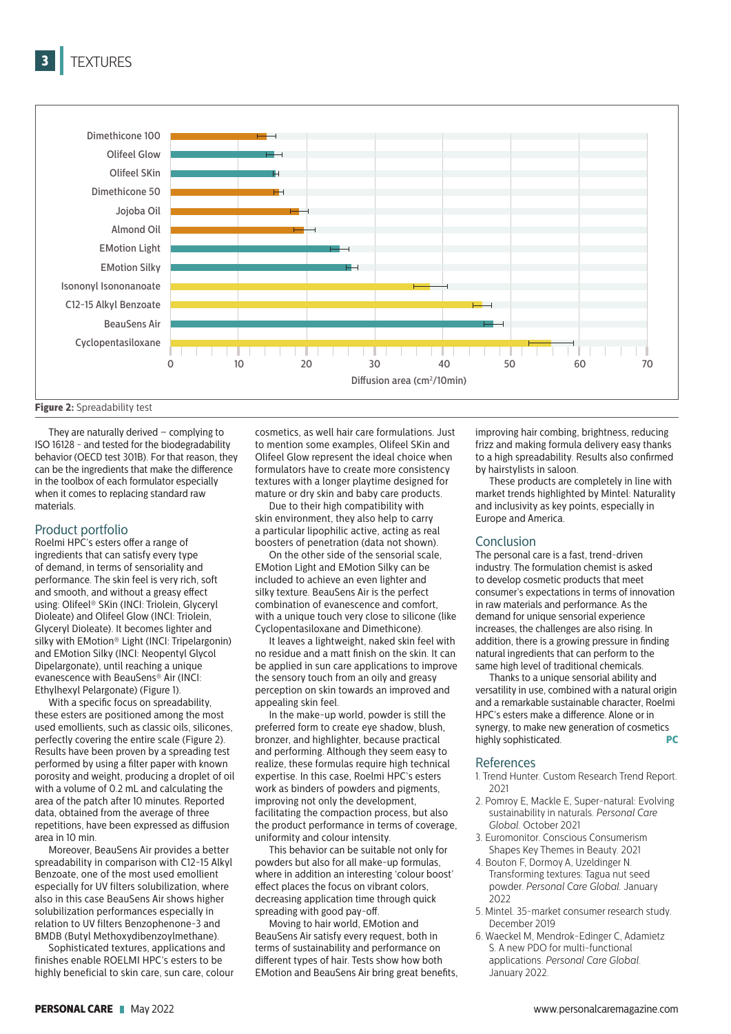Dimethicone 100
Olifeel Glow
Olifeel SKin
Dimethicone 50
Jojoba Oil
Almond Oil
EMotion Light
EMotion Silky
Isononyl Isononanoate
C12-15 Alkyl Benzoate
BeauSens Air
Cyclopentasiloxane

0 10 20 30 40 50 60 70

Diffusion area (cm²/10min)

**Figure 2:** Spreadability test

They are naturally derived – complying to ISO 16128 - and tested for the biodegradability behavior (OECD test 301B). For that reason, they can be the ingredients that make the difference in the toolbox of each formulator especially when it comes to replacing standard raw materials.

## Product portfolio

Roelmi HPC's esters offer a range of ingredients that can satisfy every type of demand, in terms of sensoriality and performance. The skin feel is very rich, soft and smooth, and without a greasy effect using: Olifeel® SKin (INCI: Triolein, Glyceryl Dioleate) and Olifeel Glow (INCI: Triolein, Glyceryl Dioleate). It becomes lighter and silky with EMotion® Light (INCI: Tripelargonin) and EMotion Silky (INCI: Neopentyl Glycol Dipelargonate), until reaching a unique evanescence with BeauSens® Air (INCI: Ethylhexyl Pelargonate) (Figure 1).

With a specific focus on spreadability, these esters are positioned among the most used emollients, such as classic oils, silicones, perfectly covering the entire scale (Figure 2). Results have been proven by a spreading test performed by using a filter paper with known porosity and weight, producing a droplet of oil with a volume of 0.2 mL and calculating the area of the patch after 10 minutes. Reported data, obtained from the average of three repetitions, have been expressed as diffusion area in 10 min.

Moreover, BeauSens Air provides a better spreadability in comparison with C12-15 Alkyl Benzoate, one of the most used emollient especially for UV filters solubilization, where also in this case BeauSens Air shows higher solubilization performances especially in relation to UV filters Benzophenone-3 and BMDB (Butyl Methoxydibenzoylmethane).

Sophisticated textures, applications and finishes enable ROELMI HPC's esters to be highly beneficial to skin care, sun care, colour cosmetics, as well hair care formulations. Just to mention some examples, Olifeel SKin and Olifeel Glow represent the ideal choice when formulators have to create more consistency textures with a longer playtime designed for mature or dry skin and baby care products.

Due to their high compatibility with skin environment, they also help to carry a particular lipophilic active, acting as real boosters of penetration (data not shown).

On the other side of the sensorial scale, EMotion Light and EMotion Silky can be included to achieve an even lighter and silky texture. BeauSens Air is the perfect combination of evanescence and comfort, with a unique touch very close to silicone (like Cyclopentasiloxane and Dimethicone).

It leaves a lightweight, naked skin feel with no residue and a matt finish on the skin. It can be applied in sun care applications to improve the sensory touch from an oily and greasy perception on skin towards an improved and appealing skin feel.

In the make-up world, powder is still the preferred form to create eye shadow, blush, bronzer, and highlighter, because practical and performing. Although they seem easy to realize, these formulas require high technical expertise. In this case, Roelmi HPC's esters work as binders of powders and pigments, improving not only the development, facilitating the compaction process, but also the product performance in terms of coverage, uniformity and colour intensity.

This behavior can be suitable not only for powders but also for all make-up formulas, where in addition an interesting 'colour boost' effect places the focus on vibrant colors, decreasing application time through quick spreading with good pay-off.

Moving to hair world, EMotion and BeauSens Air satisfy every request, both in terms of sustainability and performance on different types of hair. Tests show how both EMotion and BeauSens Air bring great benefits, improving hair combing, brightness, reducing frizz and making formula delivery easy thanks to a high spreadability. Results also confirmed by hairstylists in saloon.

These products are completely in line with market trends highlighted by Mintel: Naturality and inclusivity as key points, especially in Europe and America.

## Conclusion

The personal care is a fast, trend-driven industry. The formulation chemist is asked to develop cosmetic products that meet consumer's expectations in terms of innovation in raw materials and performance. As the demand for unique sensorial experience increases, the challenges are also rising. In addition, there is a growing pressure in finding natural ingredients that can perform to the same high level of traditional chemicals.

Thanks to a unique sensorial ability and versatility in use, combined with a natural origin and a remarkable sustainable character, Roelmi HPC's esters make a difference. Alone or in synergy, to make new generation of cosmetics highly sophisticated. **PC**

## References

1. Trend Hunter. Custom Research Trend Report. 2021
2. Pomroy E, Mackle E, Super-natural: Evolving sustainability in naturals. *Personal Care Global.* October 2021
3. Euromonitor. Conscious Consumerism Shapes Key Themes in Beauty. 2021
4. Bouton F, Dormoy A, Uzeldinger N. Transforming textures: Tagua nut seed powder. *Personal Care Global.* January 2022
5. Mintel. 35-market consumer research study. December 2019
6. Waeckel M, Mendrok-Edinger C, Adamietz S. A new PDO for multi-function applications. *Personal Care Global.* January 2022.